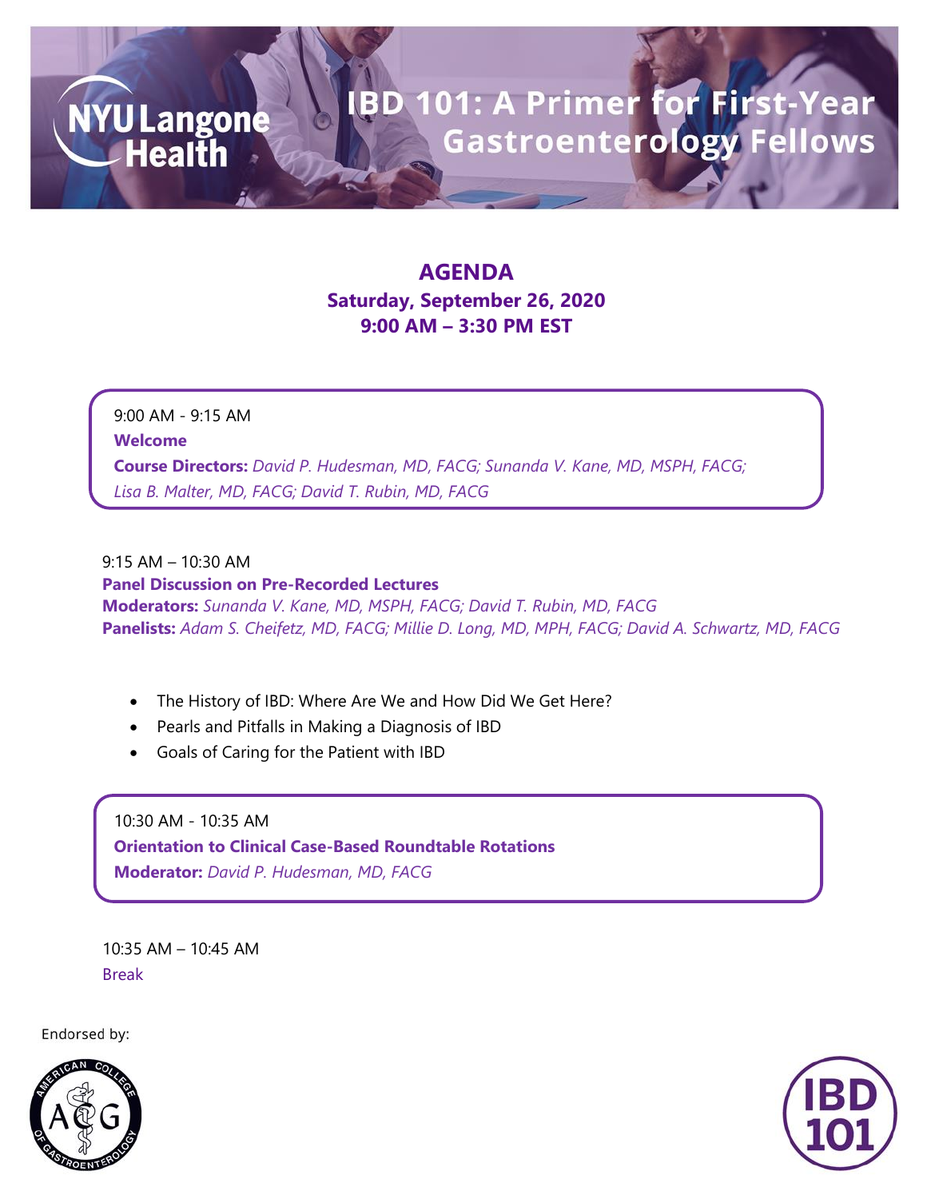# IBD 101: A Primer for First-Year Gastroenterology Fellows

## AGENDA

**Saturday, September 26, 2020**
**9:00 AM – 3:30 PM EST**

9:00 AM - 9:15 AM
**Welcome**
**Course Directors:** *David P. Hudesman, MD, FACG; Sunanda V. Kane, MD, MSPH, FACG; Lisa B. Malter, MD, FACG; David T. Rubin, MD, FACG*

9:15 AM – 10:30 AM
**Panel Discussion on Pre-Recorded Lectures**
**Moderators:** *Sunanda V. Kane, MD, MSPH, FACG; David T. Rubin, MD, FACG*
**Panelists:** *Adam S. Cheifetz, MD, FACG; Millie D. Long, MD, MPH, FACG; David A. Schwartz, MD, FACG*

- The History of IBD: Where Are We and How Did We Get Here?
- Pearls and Pitfalls in Making a Diagnosis of IBD
- Goals of Caring for the Patient with IBD

10:30 AM - 10:35 AM
**Orientation to Clinical Case-Based Roundtable Rotations**
**Moderator:** *David P. Hudesman, MD, FACG*

10:35 AM – 10:45 AM
Break

Endorsed by: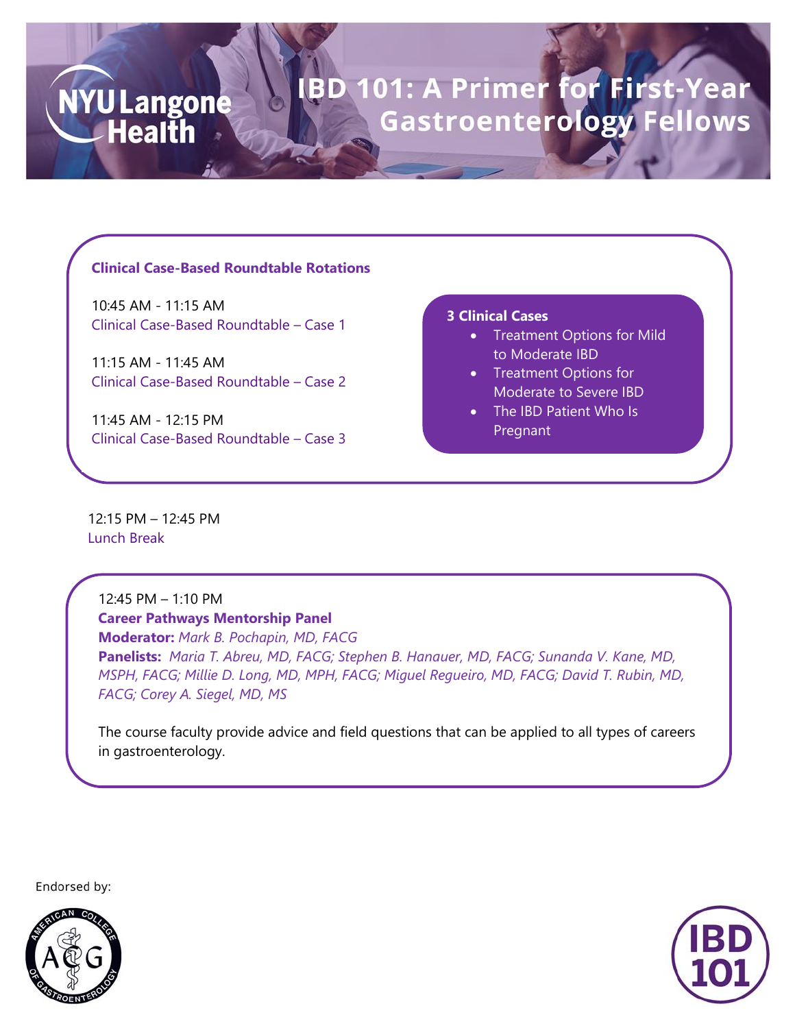# IBD 101: A Primer for First-Year Gastroenterology Fellows

NYU Langone Health

## Clinical Case-Based Roundtable Rotations

10:45 AM - 11:15 AM
Clinical Case-Based Roundtable – Case 1

11:15 AM - 11:45 AM
Clinical Case-Based Roundtable – Case 2

11:45 AM - 12:15 PM
Clinical Case-Based Roundtable – Case 3

**3 Clinical Cases**

- Treatment Options for Mild to Moderate IBD
- Treatment Options for Moderate to Severe IBD
- The IBD Patient Who Is Pregnant

12:15 PM – 12:45 PM
Lunch Break

12:45 PM – 1:10 PM
**Career Pathways Mentorship Panel**
**Moderator:** *Mark B. Pochapin, MD, FACG*
**Panelists:** *Maria T. Abreu, MD, FACG; Stephen B. Hanauer, MD, FACG; Sunanda V. Kane, MD, MSPH, FACG; Millie D. Long, MD, MPH, FACG; Miguel Regueiro, MD, FACG; David T. Rubin, MD, FACG; Corey A. Siegel, MD, MS*

The course faculty provide advice and field questions that can be applied to all types of careers in gastroenterology.

Endorsed by:

American College of Gastroenterology

IBD 101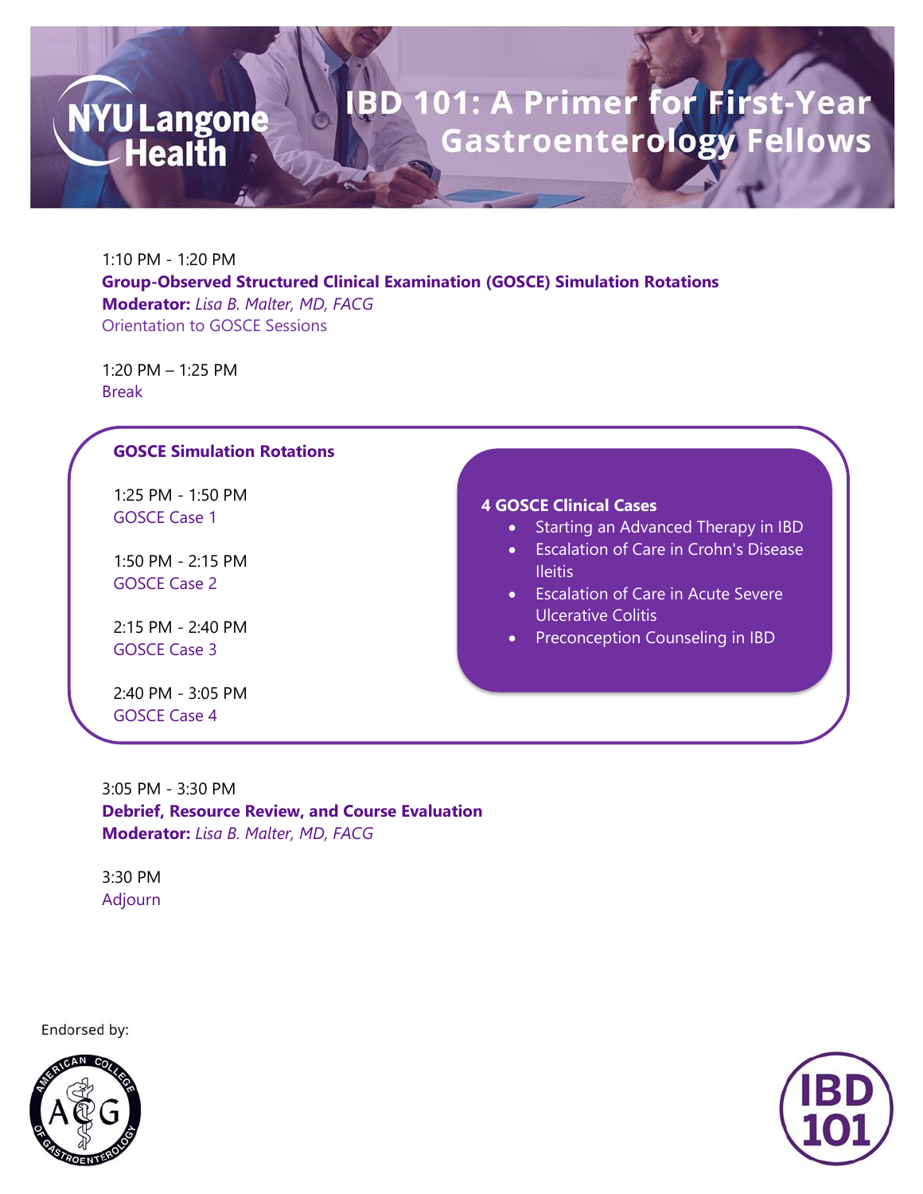# IBD 101: A Primer for First-Year Gastroenterology Fellows

1:10 PM - 1:20 PM
**Group-Observed Structured Clinical Examination (GOSCE) Simulation Rotations**
**Moderator:** *Lisa B. Malter, MD, FACG*
Orientation to GOSCE Sessions

1:20 PM – 1:25 PM
Break

**GOSCE Simulation Rotations**

1:25 PM - 1:50 PM
GOSCE Case 1

1:50 PM - 2:15 PM
GOSCE Case 2

2:15 PM - 2:40 PM
GOSCE Case 3

2:40 PM - 3:05 PM
GOSCE Case 4

**4 GOSCE Clinical Cases**

- Starting an Advanced Therapy in IBD
- Escalation of Care in Crohn's Disease Ileitis
- Escalation of Care in Acute Severe Ulcerative Colitis
- Preconception Counseling in IBD

3:05 PM - 3:30 PM
**Debrief, Resource Review, and Course Evaluation**
**Moderator:** *Lisa B. Malter, MD, FACG*

3:30 PM
Adjourn

Endorsed by: